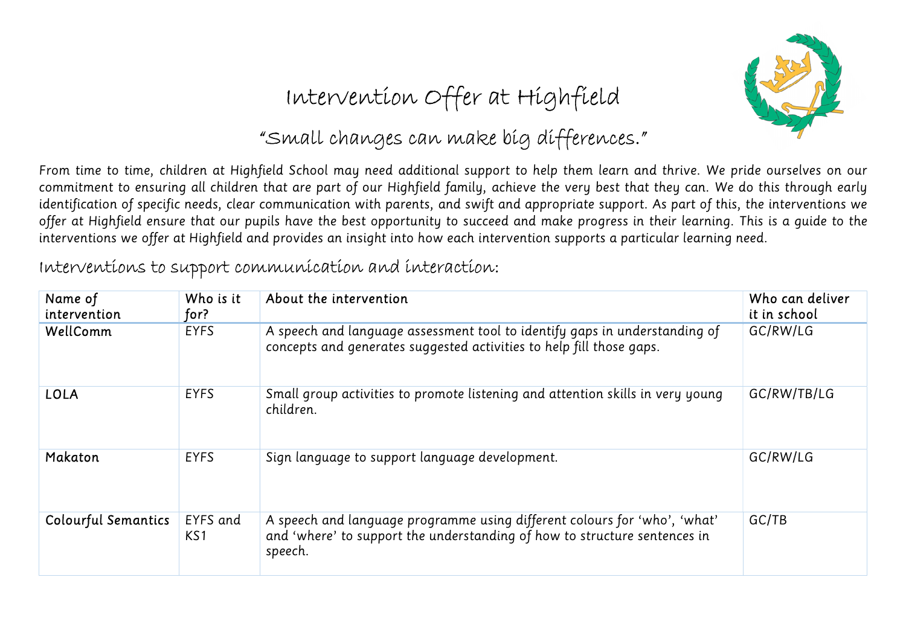# Intervention Offer at Highfield

## "Small changes can make big differences."

From time to time, children at Highfield School may need additional support to help them learn and thrive. We pride ourselves on our commitment to ensuring all children that are part of our Highfield family, achieve the very best that they can. We do this through early identification of specific needs, clear communication with parents, and swift and appropriate support. As part of this, the interventions we offer at Highfield ensure that our pupils have the best opportunity to succeed and make progress in their learning. This is a guide to the interventions we offer at Highfield and provides an insight into how each intervention supports a particular learning need.

### Interventions to support communication and interaction:

| Name of intervention | Who is it for? | About the intervention | Who can deliver it in school |
|---|---|---|---|
| WellComm | EYFS | A speech and language assessment tool to identify gaps in understanding of concepts and generates suggested activities to help fill those gaps. | GC/RW/LG |
| LOLA | EYFS | Small group activities to promote listening and attention skills in very young children. | GC/RW/TB/LG |
| Makaton | EYFS | Sign language to support language development. | GC/RW/LG |
| Colourful Semantics | EYFS and KS1 | A speech and language programme using different colours for 'who', 'what' and 'where' to support the understanding of how to structure sentences in speech. | GC/TB |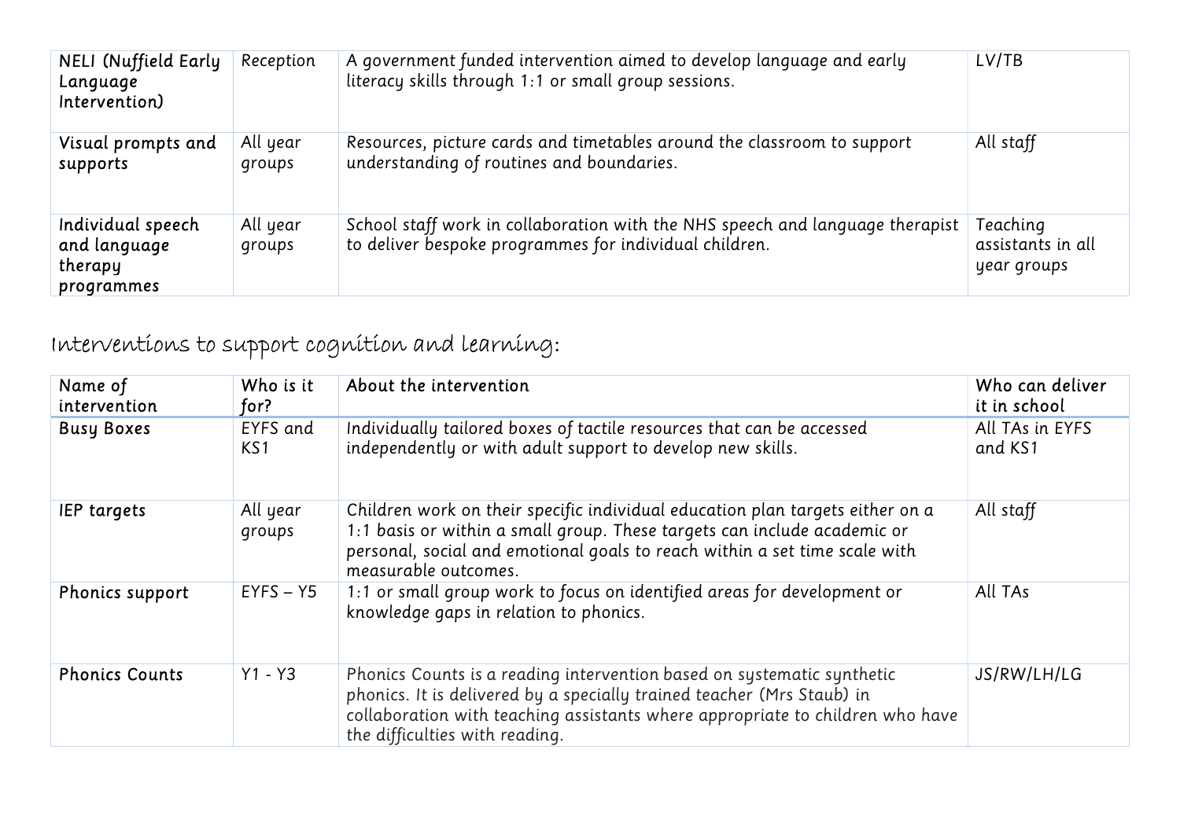| NELI (Nuffield Early Language Intervention) | Reception | A government funded intervention aimed to develop language and early literacy skills through 1:1 or small group sessions. | LV/TB |
|---|---|---|---|
| Visual prompts and supports | All year groups | Resources, picture cards and timetables around the classroom to support understanding of routines and boundaries. | All staff |
| Individual speech and language therapy programmes | All year groups | School staff work in collaboration with the NHS speech and language therapist to deliver bespoke programmes for individual children. | Teaching assistants in all year groups |

## Interventions to support cognition and learning:

| Name of intervention | Who is it for? | About the intervention | Who can deliver it in school |
|---|---|---|---|
| Busy Boxes | EYFS and KS1 | Individually tailored boxes of tactile resources that can be accessed independently or with adult support to develop new skills. | All TAs in EYFS and KS1 |
| IEP targets | All year groups | Children work on their specific individual education plan targets either on a 1:1 basis or within a small group. These targets can include academic or personal, social and emotional goals to reach within a set time scale with measurable outcomes. | All staff |
| Phonics support | EYFS – Y5 | 1:1 or small group work to focus on identified areas for development or knowledge gaps in relation to phonics. | All TAs |
| Phonics Counts | Y1 - Y3 | Phonics Counts is a reading intervention based on systematic synthetic phonics. It is delivered by a specially trained teacher (Mrs Staub) in collaboration with teaching assistants where appropriate to children who have the difficulties with reading. | JS/RW/LH/LG |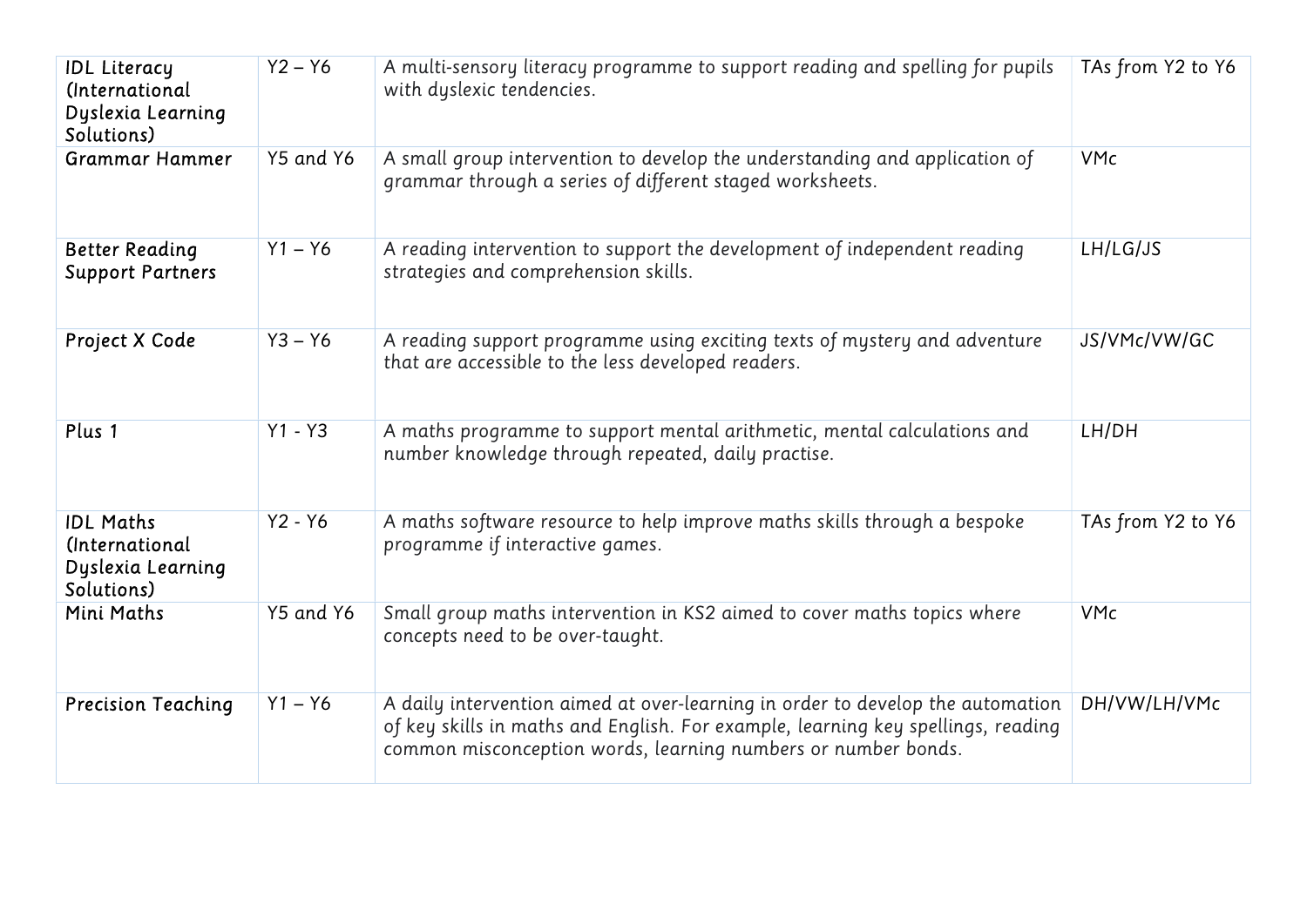| IDL Literacy (International Dyslexia Learning Solutions) | Y2 – Y6 | A multi-sensory literacy programme to support reading and spelling for pupils with dyslexic tendencies. | TAs from Y2 to Y6 |
|---|---|---|---|
| Grammar Hammer | Y5 and Y6 | A small group intervention to develop the understanding and application of grammar through a series of different staged worksheets. | VMc |
| Better Reading Support Partners | Y1 – Y6 | A reading intervention to support the development of independent reading strategies and comprehension skills. | LH/LG/JS |
| Project X Code | Y3 – Y6 | A reading support programme using exciting texts of mystery and adventure that are accessible to the less developed readers. | JS/VMc/VW/GC |
| Plus 1 | Y1 - Y3 | A maths programme to support mental arithmetic, mental calculations and number knowledge through repeated, daily practise. | LH/DH |
| IDL Maths (International Dyslexia Learning Solutions) | Y2 - Y6 | A maths software resource to help improve maths skills through a bespoke programme if interactive games. | TAs from Y2 to Y6 |
| Mini Maths | Y5 and Y6 | Small group maths intervention in KS2 aimed to cover maths topics where concepts need to be over-taught. | VMc |
| Precision Teaching | Y1 – Y6 | A daily intervention aimed at over-learning in order to develop the automation of key skills in maths and English. For example, learning key spellings, reading common misconception words, learning numbers or number bonds. | DH/VW/LH/VMc |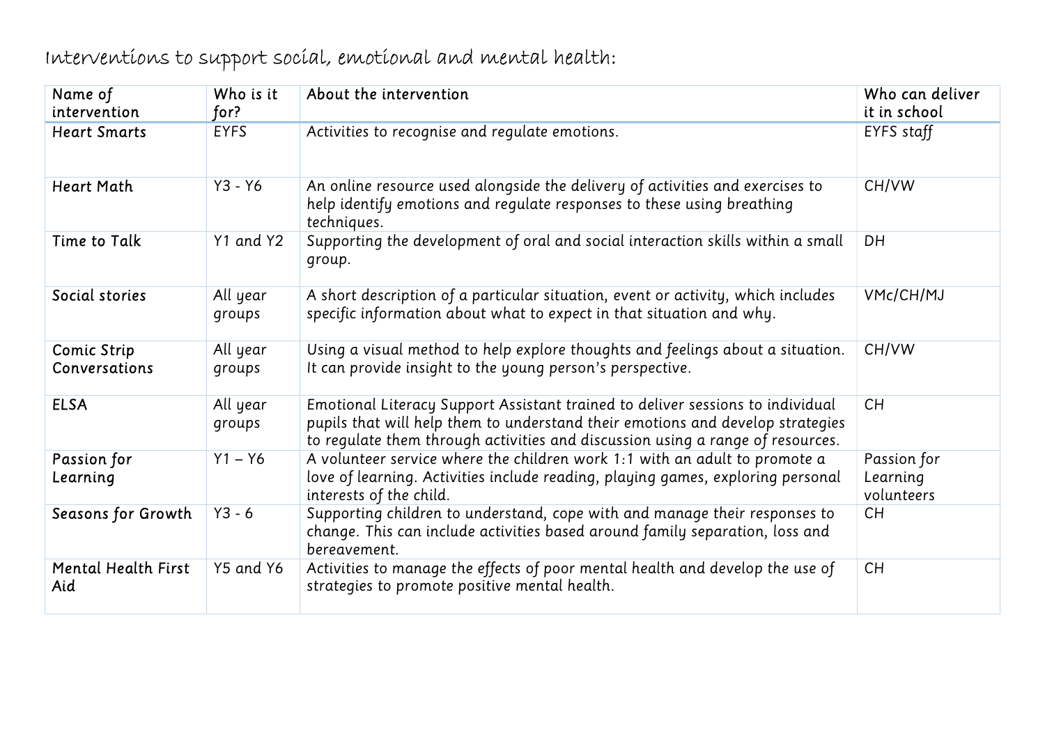Interventions to support social, emotional and mental health:

| Name of intervention | Who is it for? | About the intervention | Who can deliver it in school |
|---|---|---|---|
| Heart Smarts | EYFS | Activities to recognise and regulate emotions. | EYFS staff |
| Heart Math | Y3 - Y6 | An online resource used alongside the delivery of activities and exercises to help identify emotions and regulate responses to these using breathing techniques. | CH/VW |
| Time to Talk | Y1 and Y2 | Supporting the development of oral and social interaction skills within a small group. | DH |
| Social stories | All year groups | A short description of a particular situation, event or activity, which includes specific information about what to expect in that situation and why. | VMc/CH/MJ |
| Comic Strip Conversations | All year groups | Using a visual method to help explore thoughts and feelings about a situation. It can provide insight to the young person's perspective. | CH/VW |
| ELSA | All year groups | Emotional Literacy Support Assistant trained to deliver sessions to individual pupils that will help them to understand their emotions and develop strategies to regulate them through activities and discussion using a range of resources. | CH |
| Passion for Learning | Y1 – Y6 | A volunteer service where the children work 1:1 with an adult to promote a love of learning. Activities include reading, playing games, exploring personal interests of the child. | Passion for Learning volunteers |
| Seasons for Growth | Y3 - 6 | Supporting children to understand, cope with and manage their responses to change. This can include activities based around family separation, loss and bereavement. | CH |
| Mental Health First Aid | Y5 and Y6 | Activities to manage the effects of poor mental health and develop the use of strategies to promote positive mental health. | CH |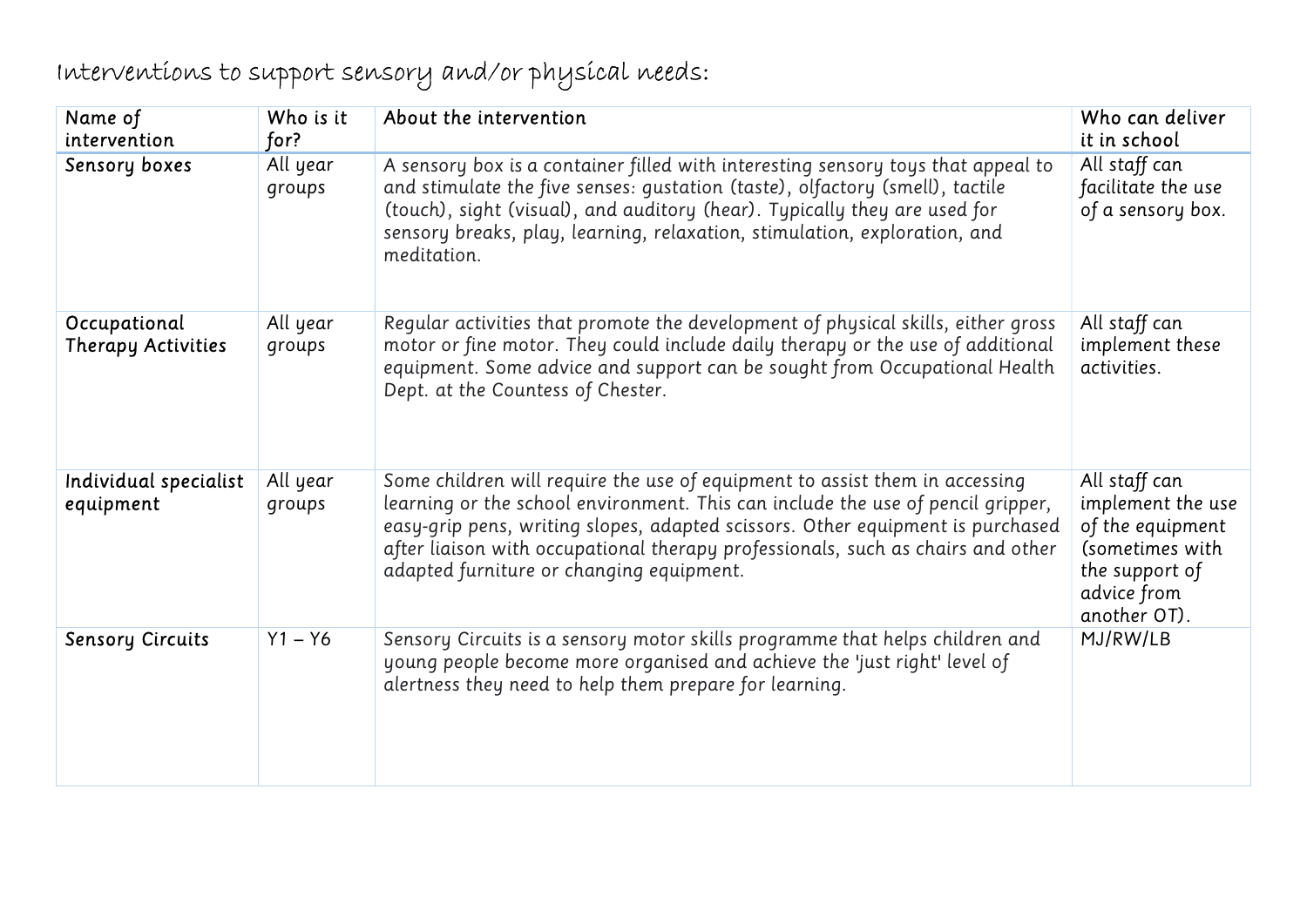# Interventions to support sensory and/or physical needs:

| Name of intervention | Who is it for? | About the intervention | Who can deliver it in school |
|---|---|---|---|
| Sensory boxes | All year groups | A sensory box is a container filled with interesting sensory toys that appeal to and stimulate the five senses: gustation (taste), olfactory (smell), tactile (touch), sight (visual), and auditory (hear). Typically they are used for sensory breaks, play, learning, relaxation, stimulation, exploration, and meditation. | All staff can facilitate the use of a sensory box. |
| Occupational Therapy Activities | All year groups | Regular activities that promote the development of physical skills, either gross motor or fine motor. They could include daily therapy or the use of additional equipment. Some advice and support can be sought from Occupational Health Dept. at the Countess of Chester. | All staff can implement these activities. |
| Individual specialist equipment | All year groups | Some children will require the use of equipment to assist them in accessing learning or the school environment. This can include the use of pencil gripper, easy-grip pens, writing slopes, adapted scissors. Other equipment is purchased after liaison with occupational therapy professionals, such as chairs and other adapted furniture or changing equipment. | All staff can implement the use of the equipment (sometimes with the support of advice from another OT). |
| Sensory Circuits | Y1 – Y6 | Sensory Circuits is a sensory motor skills programme that helps children and young people become more organised and achieve the 'just right' level of alertness they need to help them prepare for learning. | MJ/RW/LB |